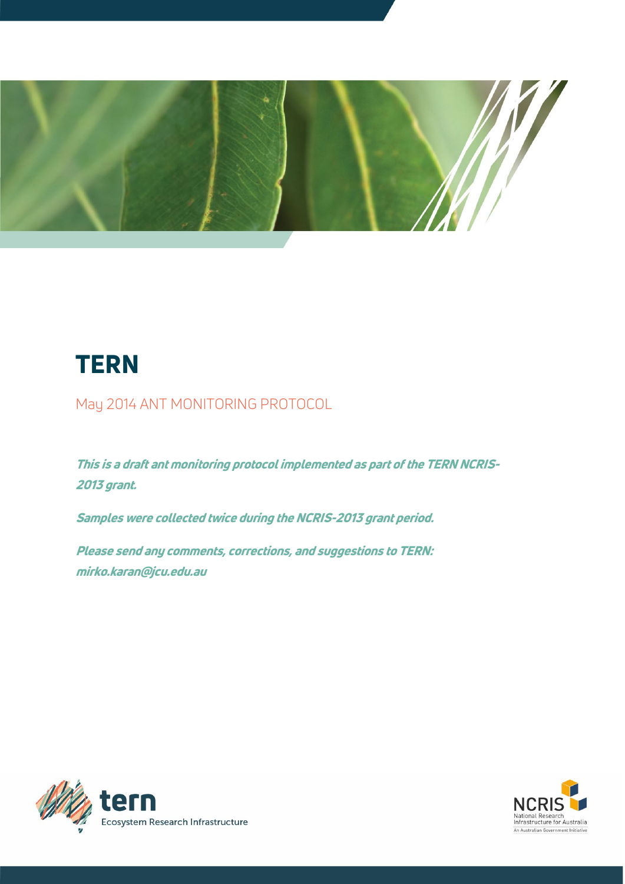# TERN

May 2014 ANT MONITORING PROTOCOL

***This is a draft ant monitoring protocol implemented as part of the TERN NCRIS-2013 grant.***

***Samples were collected twice during the NCRIS-2013 grant period.***

***Please send any comments, corrections, and suggestions to TERN: mirko.karan@jcu.edu.au***

tern Ecosystem Research Infrastructure

NCRIS National Research Infrastructure for Australia An Australian Government Initiative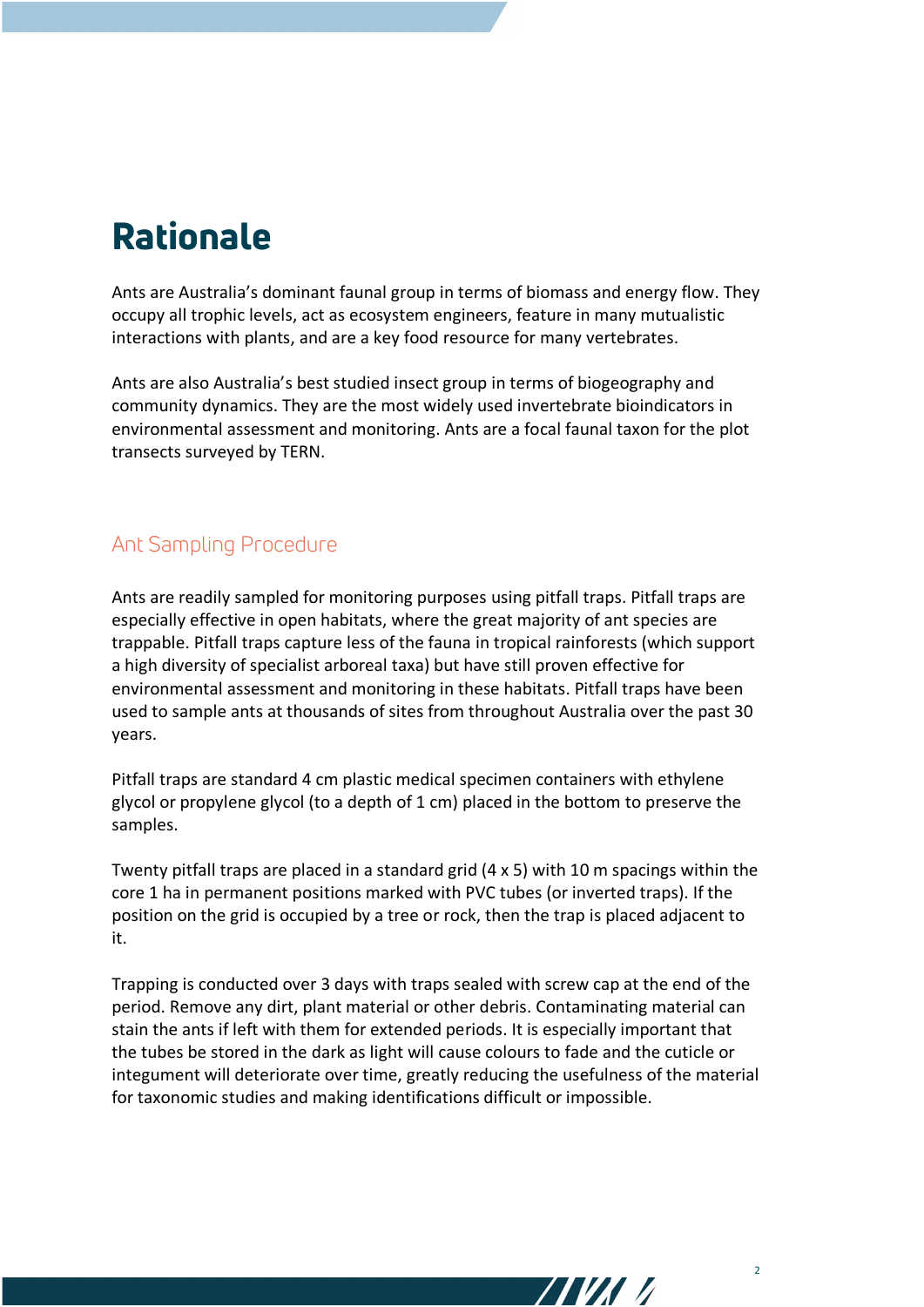# Rationale

Ants are Australia's dominant faunal group in terms of biomass and energy flow. They occupy all trophic levels, act as ecosystem engineers, feature in many mutualistic interactions with plants, and are a key food resource for many vertebrates.

Ants are also Australia's best studied insect group in terms of biogeography and community dynamics. They are the most widely used invertebrate bioindicators in environmental assessment and monitoring. Ants are a focal faunal taxon for the plot transects surveyed by TERN.

## Ant Sampling Procedure

Ants are readily sampled for monitoring purposes using pitfall traps. Pitfall traps are especially effective in open habitats, where the great majority of ant species are trappable. Pitfall traps capture less of the fauna in tropical rainforests (which support a high diversity of specialist arboreal taxa) but have still proven effective for environmental assessment and monitoring in these habitats. Pitfall traps have been used to sample ants at thousands of sites from throughout Australia over the past 30 years.

Pitfall traps are standard 4 cm plastic medical specimen containers with ethylene glycol or propylene glycol (to a depth of 1 cm) placed in the bottom to preserve the samples.

Twenty pitfall traps are placed in a standard grid (4 x 5) with 10 m spacings within the core 1 ha in permanent positions marked with PVC tubes (or inverted traps). If the position on the grid is occupied by a tree or rock, then the trap is placed adjacent to it.

Trapping is conducted over 3 days with traps sealed with screw cap at the end of the period. Remove any dirt, plant material or other debris. Contaminating material can stain the ants if left with them for extended periods. It is especially important that the tubes be stored in the dark as light will cause colours to fade and the cuticle or integument will deteriorate over time, greatly reducing the usefulness of the material for taxonomic studies and making identifications difficult or impossible.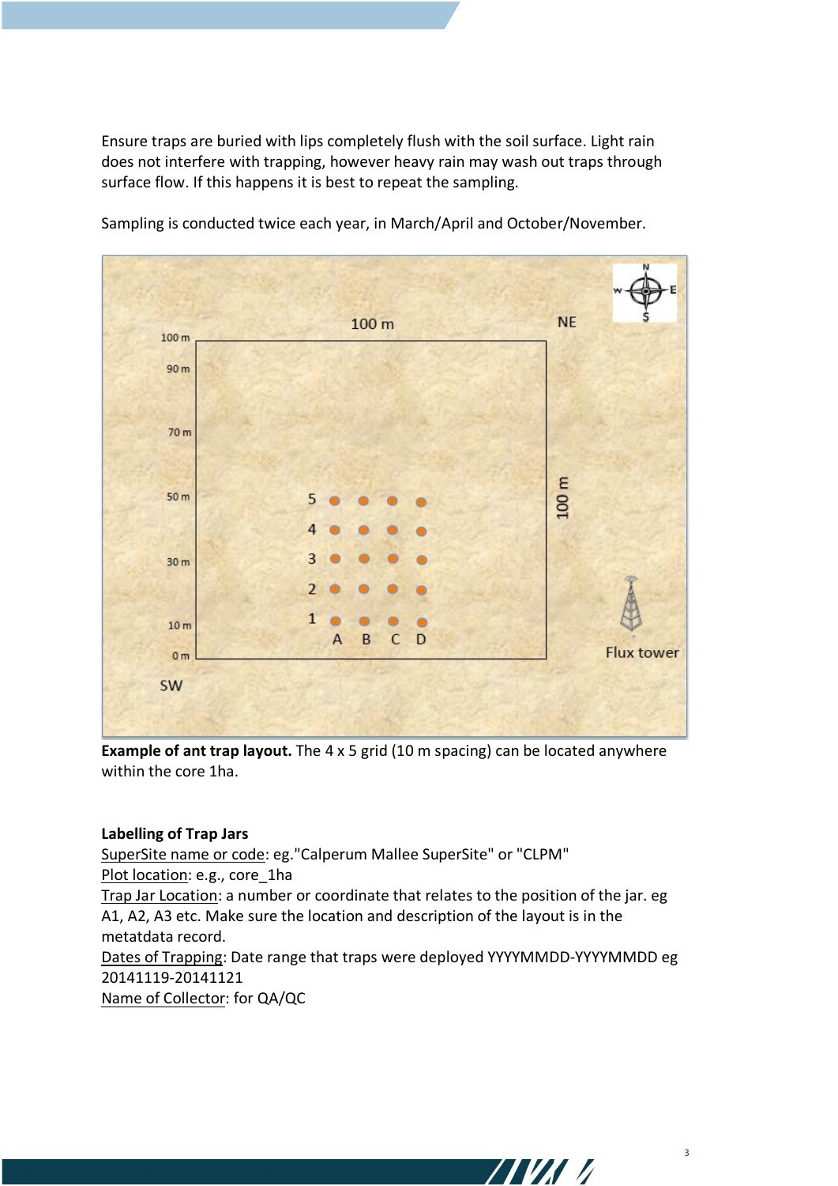Ensure traps are buried with lips completely flush with the soil surface. Light rain does not interfere with trapping, however heavy rain may wash out traps through surface flow. If this happens it is best to repeat the sampling.

Sampling is conducted twice each year, in March/April and October/November.

**Example of ant trap layout.** The 4 x 5 grid (10 m spacing) can be located anywhere within the core 1ha.

**Labelling of Trap Jars**

SuperSite name or code: eg."Calperum Mallee SuperSite" or "CLPM"

Plot location: e.g., core_1ha

Trap Jar Location: a number or coordinate that relates to the position of the jar. eg A1, A2, A3 etc. Make sure the location and description of the layout is in the metatdata record.

Dates of Trapping: Date range that traps were deployed YYYYMMDD-YYYYMMDD eg 20141119-20141121

Name of Collector: for QA/QC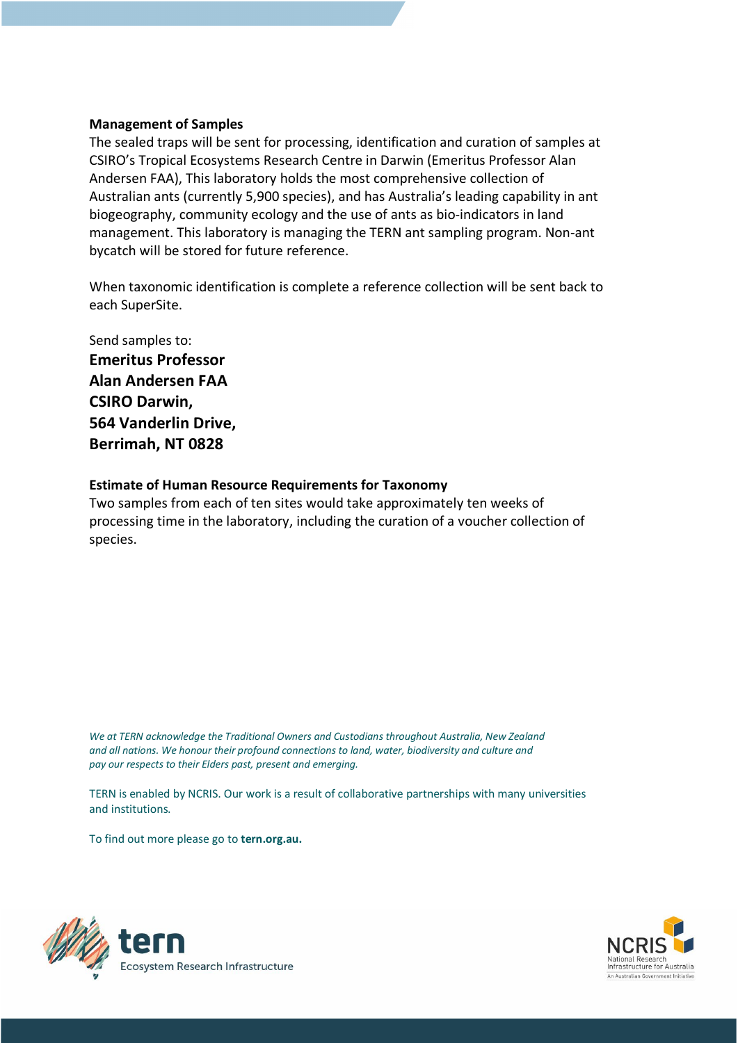**Management of Samples**

The sealed traps will be sent for processing, identification and curation of samples at CSIRO's Tropical Ecosystems Research Centre in Darwin (Emeritus Professor Alan Andersen FAA), This laboratory holds the most comprehensive collection of Australian ants (currently 5,900 species), and has Australia's leading capability in ant biogeography, community ecology and the use of ants as bio-indicators in land management. This laboratory is managing the TERN ant sampling program. Non-ant bycatch will be stored for future reference.

When taxonomic identification is complete a reference collection will be sent back to each SuperSite.

Send samples to:

**Emeritus Professor**
**Alan Andersen FAA**
**CSIRO Darwin,**
**564 Vanderlin Drive,**
**Berrimah, NT 0828**

**Estimate of Human Resource Requirements for Taxonomy**

Two samples from each of ten sites would take approximately ten weeks of processing time in the laboratory, including the curation of a voucher collection of species.

*We at TERN acknowledge the Traditional Owners and Custodians throughout Australia, New Zealand and all nations. We honour their profound connections to land, water, biodiversity and culture and pay our respects to their Elders past, present and emerging.*

TERN is enabled by NCRIS. Our work is a result of collaborative partnerships with many universities and institutions.

To find out more please go to **tern.org.au.**

tern Ecosystem Research Infrastructure

NCRIS National Research Infrastructure for Australia An Australian Government Initiative